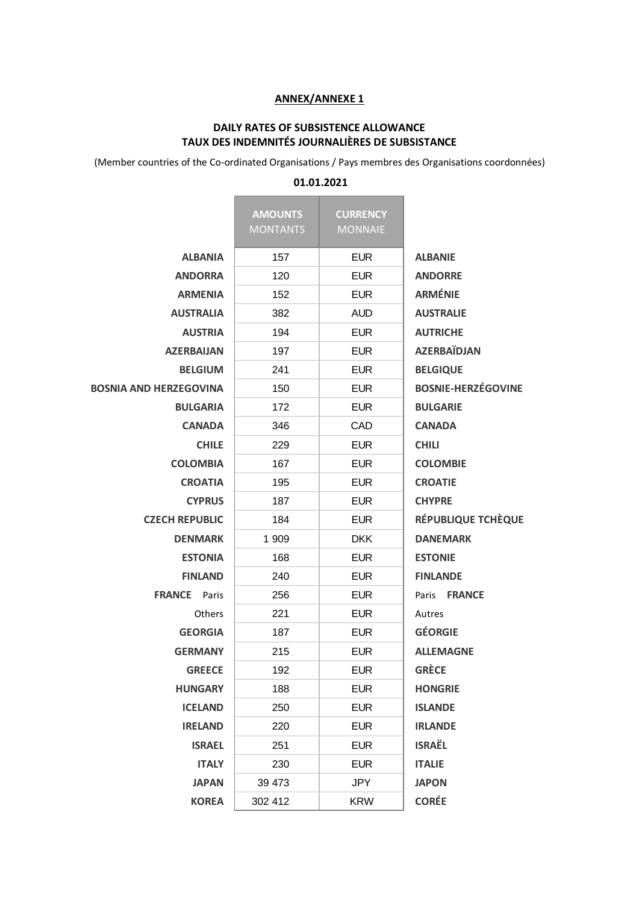**ANNEX/ANNEXE 1**

**DAILY RATES OF SUBSISTENCE ALLOWANCE**
**TAUX DES INDEMNITÉS JOURNALIÈRES DE SUBSISTANCE**

(Member countries of the Co-ordinated Organisations / Pays membres des Organisations coordonnées)

**01.01.2021**

| | AMOUNTS MONTANTS | CURRENCY MONNAIE | |
|---|---|---|---|
| **ALBANIA** | 157 | EUR | **ALBANIE** |
| **ANDORRA** | 120 | EUR | **ANDORRE** |
| **ARMENIA** | 152 | EUR | **ARMÉNIE** |
| **AUSTRALIA** | 382 | AUD | **AUSTRALIE** |
| **AUSTRIA** | 194 | EUR | **AUTRICHE** |
| **AZERBAIJAN** | 197 | EUR | **AZERBAÏDJAN** |
| **BELGIUM** | 241 | EUR | **BELGIQUE** |
| **BOSNIA AND HERZEGOVINA** | 150 | EUR | **BOSNIE-HERZÉGOVINE** |
| **BULGARIA** | 172 | EUR | **BULGARIE** |
| **CANADA** | 346 | CAD | **CANADA** |
| **CHILE** | 229 | EUR | **CHILI** |
| **COLOMBIA** | 167 | EUR | **COLOMBIE** |
| **CROATIA** | 195 | EUR | **CROATIE** |
| **CYPRUS** | 187 | EUR | **CHYPRE** |
| **CZECH REPUBLIC** | 184 | EUR | **RÉPUBLIQUE TCHÈQUE** |
| **DENMARK** | 1 909 | DKK | **DANEMARK** |
| **ESTONIA** | 168 | EUR | **ESTONIE** |
| **FINLAND** | 240 | EUR | **FINLANDE** |
| **FRANCE** Paris | 256 | EUR | Paris **FRANCE** |
| Others | 221 | EUR | Autres |
| **GEORGIA** | 187 | EUR | **GÉORGIE** |
| **GERMANY** | 215 | EUR | **ALLEMAGNE** |
| **GREECE** | 192 | EUR | **GRÈCE** |
| **HUNGARY** | 188 | EUR | **HONGRIE** |
| **ICELAND** | 250 | EUR | **ISLANDE** |
| **IRELAND** | 220 | EUR | **IRLANDE** |
| **ISRAEL** | 251 | EUR | **ISRAËL** |
| **ITALY** | 230 | EUR | **ITALIE** |
| **JAPAN** | 39 473 | JPY | **JAPON** |
| **KOREA** | 302 412 | KRW | **CORÉE** |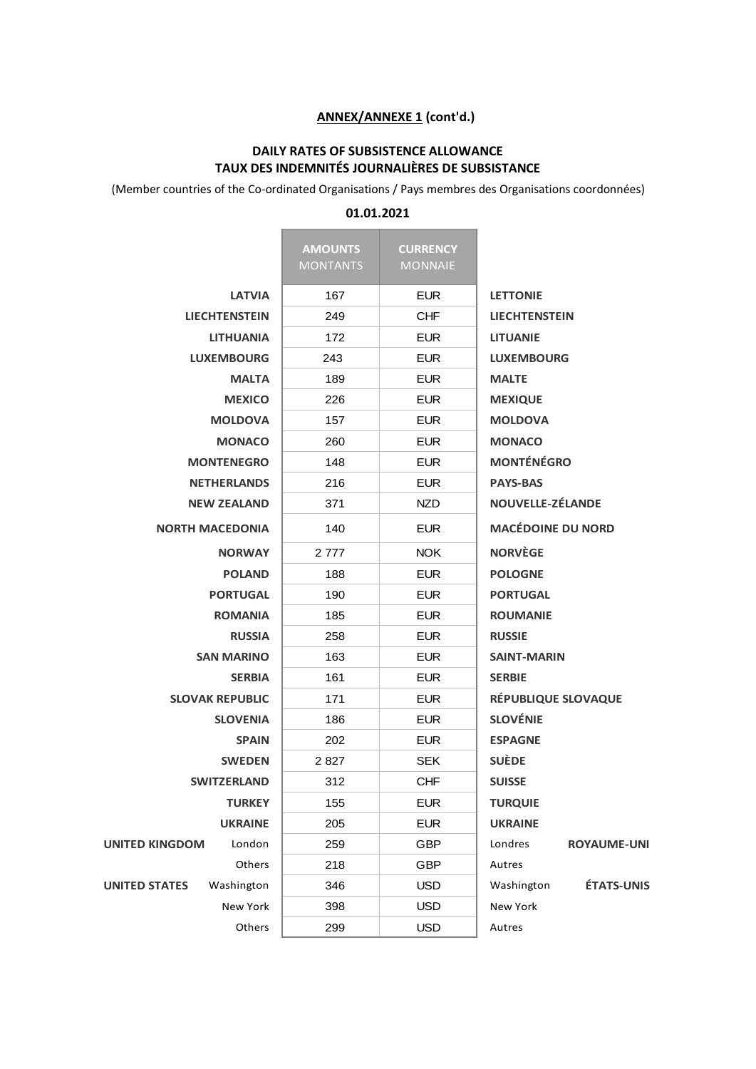**ANNEX/ANNEXE 1 (cont'd.)**

**DAILY RATES OF SUBSISTENCE ALLOWANCE**
**TAUX DES INDEMNITÉS JOURNALIÈRES DE SUBSISTANCE**

(Member countries of the Co-ordinated Organisations / Pays membres des Organisations coordonnées)

**01.01.2021**

| | | AMOUNTS MONTANTS | CURRENCY MONNAIE | | |
|---|---|---|---|---|---|
| **LATVIA** | | 167 | EUR | **LETTONIE** | |
| **LIECHTENSTEIN** | | 249 | CHF | **LIECHTENSTEIN** | |
| **LITHUANIA** | | 172 | EUR | **LITUANIE** | |
| **LUXEMBOURG** | | 243 | EUR | **LUXEMBOURG** | |
| **MALTA** | | 189 | EUR | **MALTE** | |
| **MEXICO** | | 226 | EUR | **MEXIQUE** | |
| **MOLDOVA** | | 157 | EUR | **MOLDOVA** | |
| **MONACO** | | 260 | EUR | **MONACO** | |
| **MONTENEGRO** | | 148 | EUR | **MONTÉNÉGRO** | |
| **NETHERLANDS** | | 216 | EUR | **PAYS-BAS** | |
| **NEW ZEALAND** | | 371 | NZD | **NOUVELLE-ZÉLANDE** | |
| **NORTH MACEDONIA** | | 140 | EUR | **MACÉDOINE DU NORD** | |
| **NORWAY** | | 2 777 | NOK | **NORVÈGE** | |
| **POLAND** | | 188 | EUR | **POLOGNE** | |
| **PORTUGAL** | | 190 | EUR | **PORTUGAL** | |
| **ROMANIA** | | 185 | EUR | **ROUMANIE** | |
| **RUSSIA** | | 258 | EUR | **RUSSIE** | |
| **SAN MARINO** | | 163 | EUR | **SAINT-MARIN** | |
| **SERBIA** | | 161 | EUR | **SERBIE** | |
| **SLOVAK REPUBLIC** | | 171 | EUR | **RÉPUBLIQUE SLOVAQUE** | |
| **SLOVENIA** | | 186 | EUR | **SLOVÉNIE** | |
| **SPAIN** | | 202 | EUR | **ESPAGNE** | |
| **SWEDEN** | | 2 827 | SEK | **SUÈDE** | |
| **SWITZERLAND** | | 312 | CHF | **SUISSE** | |
| **TURKEY** | | 155 | EUR | **TURQUIE** | |
| **UKRAINE** | | 205 | EUR | **UKRAINE** | |
| **UNITED KINGDOM** | London | 259 | GBP | Londres | **ROYAUME-UNI** |
| | Others | 218 | GBP | Autres | |
| **UNITED STATES** | Washington | 346 | USD | Washington | **ÉTATS-UNIS** |
| | New York | 398 | USD | New York | |
| | Others | 299 | USD | Autres | |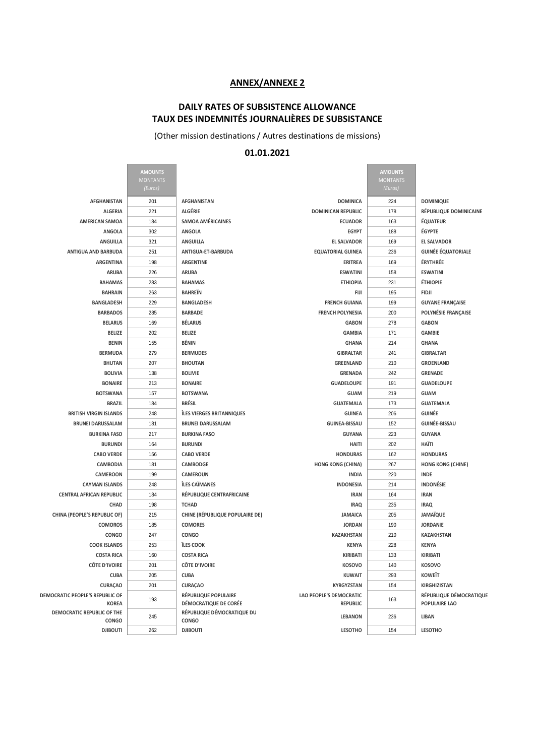## ANNEX/ANNEXE 2

### DAILY RATES OF SUBSISTENCE ALLOWANCE
### TAUX DES INDEMNITÉS JOURNALIÈRES DE SUBSISTANCE

(Other mission destinations / Autres destinations de missions)

**01.01.2021**

| | AMOUNTS MONTANTS *(Euros)* | | | AMOUNTS MONTANTS *(Euros)* | |
|---|---|---|---|---|---|
| AFGHANISTAN | 201 | AFGHANISTAN | DOMINICA | 224 | DOMINIQUE |
| ALGERIA | 221 | ALGÉRIE | DOMINICAN REPUBLIC | 178 | RÉPUBLIQUE DOMINICAINE |
| AMERICAN SAMOA | 184 | SAMOA AMÉRICAINES | ECUADOR | 163 | ÉQUATEUR |
| ANGOLA | 302 | ANGOLA | EGYPT | 188 | ÉGYPTE |
| ANGUILLA | 321 | ANGUILLA | EL SALVADOR | 169 | EL SALVADOR |
| ANTIGUA AND BARBUDA | 251 | ANTIGUA-ET-BARBUDA | EQUATORIAL GUINEA | 236 | GUINÉE ÉQUATORIALE |
| ARGENTINA | 198 | ARGENTINE | ERITREA | 169 | ÉRYTHRÉE |
| ARUBA | 226 | ARUBA | ESWATINI | 158 | ESWATINI |
| BAHAMAS | 283 | BAHAMAS | ETHIOPIA | 231 | ÉTHIOPIE |
| BAHRAIN | 263 | BAHREÏN | FIJI | 195 | FIDJI |
| BANGLADESH | 229 | BANGLADESH | FRENCH GUIANA | 199 | GUYANE FRANÇAISE |
| BARBADOS | 285 | BARBADE | FRENCH POLYNESIA | 200 | POLYNÉSIE FRANÇAISE |
| BELARUS | 169 | BÉLARUS | GABON | 278 | GABON |
| BELIZE | 202 | BELIZE | GAMBIA | 171 | GAMBIE |
| BENIN | 155 | BÉNIN | GHANA | 214 | GHANA |
| BERMUDA | 279 | BERMUDES | GIBRALTAR | 241 | GIBRALTAR |
| BHUTAN | 207 | BHOUTAN | GREENLAND | 210 | GROENLAND |
| BOLIVIA | 138 | BOLIVIE | GRENADA | 242 | GRENADE |
| BONAIRE | 213 | BONAIRE | GUADELOUPE | 191 | GUADELOUPE |
| BOTSWANA | 157 | BOTSWANA | GUAM | 219 | GUAM |
| BRAZIL | 184 | BRÉSIL | GUATEMALA | 173 | GUATEMALA |
| BRITISH VIRGIN ISLANDS | 248 | ÎLES VIERGES BRITANNIQUES | GUINEA | 206 | GUINÉE |
| BRUNEI DARUSSALAM | 181 | BRUNEI DARUSSALAM | GUINEA-BISSAU | 152 | GUINÉE-BISSAU |
| BURKINA FASO | 217 | BURKINA FASO | GUYANA | 223 | GUYANA |
| BURUNDI | 164 | BURUNDI | HAITI | 202 | HAÏTI |
| CABO VERDE | 156 | CABO VERDE | HONDURAS | 162 | HONDURAS |
| CAMBODIA | 181 | CAMBODGE | HONG KONG (CHINA) | 267 | HONG KONG (CHINE) |
| CAMEROON | 199 | CAMEROUN | INDIA | 220 | INDE |
| CAYMAN ISLANDS | 248 | ÎLES CAÏMANES | INDONESIA | 214 | INDONÉSIE |
| CENTRAL AFRICAN REPUBLIC | 184 | RÉPUBLIQUE CENTRAFRICAINE | IRAN | 164 | IRAN |
| CHAD | 198 | TCHAD | IRAQ | 235 | IRAQ |
| CHINA (PEOPLE'S REPUBLIC OF) | 215 | CHINE (RÉPUBLIQUE POPULAIRE DE) | JAMAICA | 205 | JAMAÏQUE |
| COMOROS | 185 | COMORES | JORDAN | 190 | JORDANIE |
| CONGO | 247 | CONGO | KAZAKHSTAN | 210 | KAZAKHSTAN |
| COOK ISLANDS | 253 | ÎLES COOK | KENYA | 228 | KENYA |
| COSTA RICA | 160 | COSTA RICA | KIRIBATI | 133 | KIRIBATI |
| CÔTE D'IVOIRE | 201 | CÔTE D'IVOIRE | KOSOVO | 140 | KOSOVO |
| CUBA | 205 | CUBA | KUWAIT | 293 | KOWEÏT |
| CURAÇAO | 201 | CURAÇAO | KYRGYZSTAN | 154 | KIRGHIZISTAN |
| DEMOCRATIC PEOPLE'S REPUBLIC OF KOREA | 193 | RÉPUBLIQUE POPULAIRE DÉMOCRATIQUE DE CORÉE | LAO PEOPLE'S DEMOCRATIC REPUBLIC | 163 | RÉPUBLIQUE DÉMOCRATIQUE POPULAIRE LAO |
| DEMOCRATIC REPUBLIC OF THE CONGO | 245 | RÉPUBLIQUE DÉMOCRATIQUE DU CONGO | LEBANON | 236 | LIBAN |
| DJIBOUTI | 262 | DJIBOUTI | LESOTHO | 154 | LESOTHO |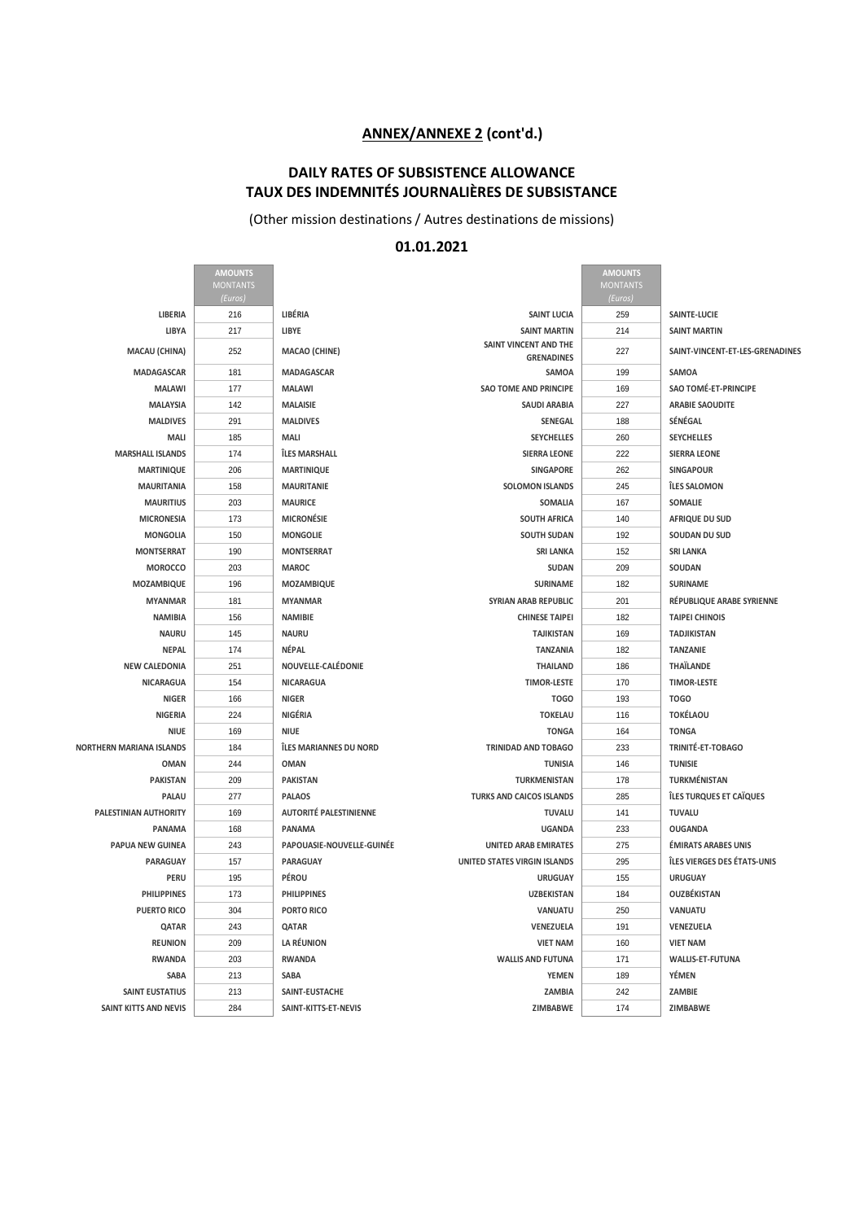## ANNEX/ANNEXE 2 (cont'd.)

## DAILY RATES OF SUBSISTENCE ALLOWANCE
## TAUX DES INDEMNITÉS JOURNALIÈRES DE SUBSISTANCE

(Other mission destinations / Autres destinations de missions)

### 01.01.2021

| | AMOUNTS MONTANTS *(Euros)* | | | AMOUNTS MONTANTS *(Euros)* | |
|---|---|---|---|---|---|
| LIBERIA | 216 | LIBÉRIA | SAINT LUCIA | 259 | SAINTE-LUCIE |
| LIBYA | 217 | LIBYE | SAINT MARTIN | 214 | SAINT MARTIN |
| MACAU (CHINA) | 252 | MACAO (CHINE) | SAINT VINCENT AND THE GRENADINES | 227 | SAINT-VINCENT-ET-LES-GRENADINES |
| MADAGASCAR | 181 | MADAGASCAR | SAMOA | 199 | SAMOA |
| MALAWI | 177 | MALAWI | SAO TOME AND PRINCIPE | 169 | SAO TOMÉ-ET-PRINCIPE |
| MALAYSIA | 142 | MALAISIE | SAUDI ARABIA | 227 | ARABIE SAOUDITE |
| MALDIVES | 291 | MALDIVES | SENEGAL | 188 | SÉNÉGAL |
| MALI | 185 | MALI | SEYCHELLES | 260 | SEYCHELLES |
| MARSHALL ISLANDS | 174 | ÎLES MARSHALL | SIERRA LEONE | 222 | SIERRA LEONE |
| MARTINIQUE | 206 | MARTINIQUE | SINGAPORE | 262 | SINGAPOUR |
| MAURITANIA | 158 | MAURITANIE | SOLOMON ISLANDS | 245 | ÎLES SALOMON |
| MAURITIUS | 203 | MAURICE | SOMALIA | 167 | SOMALIE |
| MICRONESIA | 173 | MICRONÉSIE | SOUTH AFRICA | 140 | AFRIQUE DU SUD |
| MONGOLIA | 150 | MONGOLIE | SOUTH SUDAN | 192 | SOUDAN DU SUD |
| MONTSERRAT | 190 | MONTSERRAT | SRI LANKA | 152 | SRI LANKA |
| MOROCCO | 203 | MAROC | SUDAN | 209 | SOUDAN |
| MOZAMBIQUE | 196 | MOZAMBIQUE | SURINAME | 182 | SURINAME |
| MYANMAR | 181 | MYANMAR | SYRIAN ARAB REPUBLIC | 201 | RÉPUBLIQUE ARABE SYRIENNE |
| NAMIBIA | 156 | NAMIBIE | CHINESE TAIPEI | 182 | TAIPEI CHINOIS |
| NAURU | 145 | NAURU | TAJIKISTAN | 169 | TADJIKISTAN |
| NEPAL | 174 | NÉPAL | TANZANIA | 182 | TANZANIE |
| NEW CALEDONIA | 251 | NOUVELLE-CALÉDONIE | THAILAND | 186 | THAÏLANDE |
| NICARAGUA | 154 | NICARAGUA | TIMOR-LESTE | 170 | TIMOR-LESTE |
| NIGER | 166 | NIGER | TOGO | 193 | TOGO |
| NIGERIA | 224 | NIGÉRIA | TOKELAU | 116 | TOKÉLAOU |
| NIUE | 169 | NIUE | TONGA | 164 | TONGA |
| NORTHERN MARIANA ISLANDS | 184 | ÎLES MARIANNES DU NORD | TRINIDAD AND TOBAGO | 233 | TRINITÉ-ET-TOBAGO |
| OMAN | 244 | OMAN | TUNISIA | 146 | TUNISIE |
| PAKISTAN | 209 | PAKISTAN | TURKMENISTAN | 178 | TURKMÉNISTAN |
| PALAU | 277 | PALAOS | TURKS AND CAICOS ISLANDS | 285 | ÎLES TURQUES ET CAÏQUES |
| PALESTINIAN AUTHORITY | 169 | AUTORITÉ PALESTINIENNE | TUVALU | 141 | TUVALU |
| PANAMA | 168 | PANAMA | UGANDA | 233 | OUGANDA |
| PAPUA NEW GUINEA | 243 | PAPOUASIE-NOUVELLE-GUINÉE | UNITED ARAB EMIRATES | 275 | ÉMIRATS ARABES UNIS |
| PARAGUAY | 157 | PARAGUAY | UNITED STATES VIRGIN ISLANDS | 295 | ÎLES VIERGES DES ÉTATS-UNIS |
| PERU | 195 | PÉROU | URUGUAY | 155 | URUGUAY |
| PHILIPPINES | 173 | PHILIPPINES | UZBEKISTAN | 184 | OUZBÉKISTAN |
| PUERTO RICO | 304 | PORTO RICO | VANUATU | 250 | VANUATU |
| QATAR | 243 | QATAR | VENEZUELA | 191 | VENEZUELA |
| REUNION | 209 | LA RÉUNION | VIET NAM | 160 | VIET NAM |
| RWANDA | 203 | RWANDA | WALLIS AND FUTUNA | 171 | WALLIS-ET-FUTUNA |
| SABA | 213 | SABA | YEMEN | 189 | YÉMEN |
| SAINT EUSTATIUS | 213 | SAINT-EUSTACHE | ZAMBIA | 242 | ZAMBIE |
| SAINT KITTS AND NEVIS | 284 | SAINT-KITTS-ET-NEVIS | ZIMBABWE | 174 | ZIMBABWE |